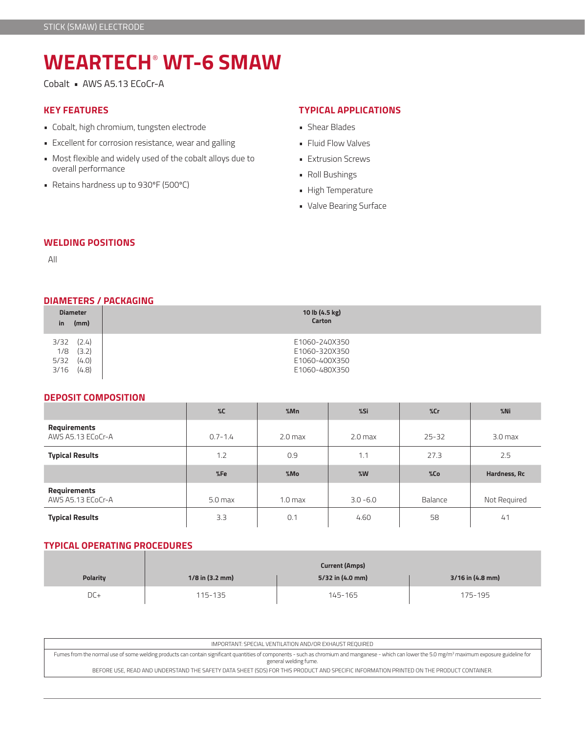STICK (SMAW) ELECTRODE

# WEARTECH® WT-6 SMAW

Cobalt ▪ AWS A5.13 ECoCr-A

## KEY FEATURES

- Cobalt, high chromium, tungsten electrode
- Excellent for corrosion resistance, wear and galling
- Most flexible and widely used of the cobalt alloys due to overall performance
- Retains hardness up to 930°F (500°C)

## TYPICAL APPLICATIONS

- Shear Blades
- Fluid Flow Valves
- Extrusion Screws
- Roll Bushings
- High Temperature
- Valve Bearing Surface

## WELDING POSITIONS

All

## DIAMETERS / PACKAGING

| Diameter in (mm) | 10 lb (4.5 kg) Carton |
|---|---|
| 3/32 (2.4) | E1060-240X350 |
| 1/8 (3.2) | E1060-320X350 |
| 5/32 (4.0) | E1060-400X350 |
| 3/16 (4.8) | E1060-480X350 |

## DEPOSIT COMPOSITION

| | %C | %Mn | %Si | %Cr | %Ni |
|---|---|---|---|---|---|
| **Requirements** AWS A5.13 ECoCr-A | 0.7-1.4 | 2.0 max | 2.0 max | 25-32 | 3.0 max |
| **Typical Results** | 1.2 | 0.9 | 1.1 | 27.3 | 2.5 |
| | **%Fe** | **%Mo** | **%W** | **%Co** | **Hardness, Rc** |
| **Requirements** AWS A5.13 ECoCr-A | 5.0 max | 1.0 max | 3.0 -6.0 | Balance | Not Required |
| **Typical Results** | 3.3 | 0.1 | 4.60 | 58 | 41 |

## TYPICAL OPERATING PROCEDURES

| | Current (Amps) | | |
|---|---|---|---|
| **Polarity** | **1/8 in (3.2 mm)** | **5/32 in (4.0 mm)** | **3/16 in (4.8 mm)** |
| DC+ | 115-135 | 145-165 | 175-195 |

IMPORTANT: SPECIAL VENTILATION AND/OR EXHAUST REQUIRED

Fumes from the normal use of some welding products can contain significant quantities of components - such as chromium and manganese - which can lower the 5.0 mg/m³ maximum exposure guideline for general welding fume.

BEFORE USE, READ AND UNDERSTAND THE SAFETY DATA SHEET (SDS) FOR THIS PRODUCT AND SPECIFIC INFORMATION PRINTED ON THE PRODUCT CONTAINER.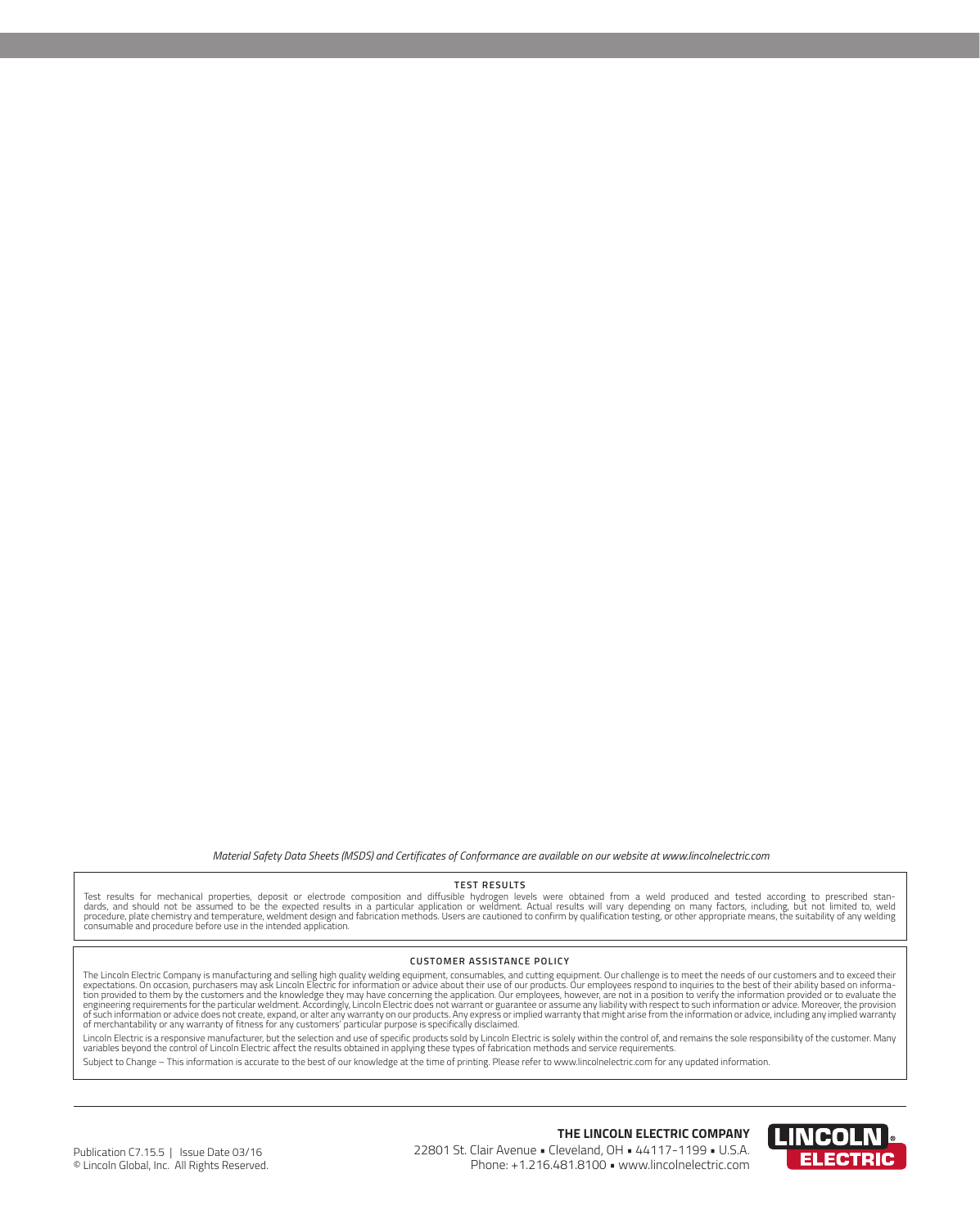*Material Safety Data Sheets (MSDS) and Certificates of Conformance are available on our website at www.lincolnelectric.com*

**TEST RESULTS**

Test results for mechanical properties, deposit or electrode composition and diffusible hydrogen levels were obtained from a weld produced and tested according to prescribed standards, and should not be assumed to be the expected results in a particular application or weldment. Actual results will vary depending on many factors, including, but not limited to, weld procedure, plate chemistry and temperature, weldment design and fabrication methods. Users are cautioned to confirm by qualification testing, or other appropriate means, the suitability of any welding consumable and procedure before use in the intended application.

**CUSTOMER ASSISTANCE POLICY**

The Lincoln Electric Company is manufacturing and selling high quality welding equipment, consumables, and cutting equipment. Our challenge is to meet the needs of our customers and to exceed their expectations. On occasion, purchasers may ask Lincoln Electric for information or advice about their use of our products. Our employees respond to inquiries to the best of their ability based on information provided to them by the customers and the knowledge they may have concerning the application. Our employees, however, are not in a position to verify the information provided or to evaluate the engineering requirements for the particular weldment. Accordingly, Lincoln Electric does not warrant or guarantee or assume any liability with respect to such information or advice. Moreover, the provision of such information or advice does not create, expand, or alter any warranty on our products. Any express or implied warranty that might arise from the information or advice, including any implied warranty of merchantability or any warranty of fitness for any customers' particular purpose is specifically disclaimed.

Lincoln Electric is a responsive manufacturer, but the selection and use of specific products sold by Lincoln Electric is solely within the control of, and remains the sole responsibility of the customer. Many variables beyond the control of Lincoln Electric affect the results obtained in applying these types of fabrication methods and service requirements.

Subject to Change – This information is accurate to the best of our knowledge at the time of printing. Please refer to www.lincolnelectric.com for any updated information.

Publication C7.15.5 | Issue Date 03/16
© Lincoln Global, Inc. All Rights Reserved.

**THE LINCOLN ELECTRIC COMPANY**
22801 St. Clair Avenue • Cleveland, OH • 44117-1199 • U.S.A.
Phone: +1.216.481.8100 • www.lincolnelectric.com

LINCOLN® ELECTRIC